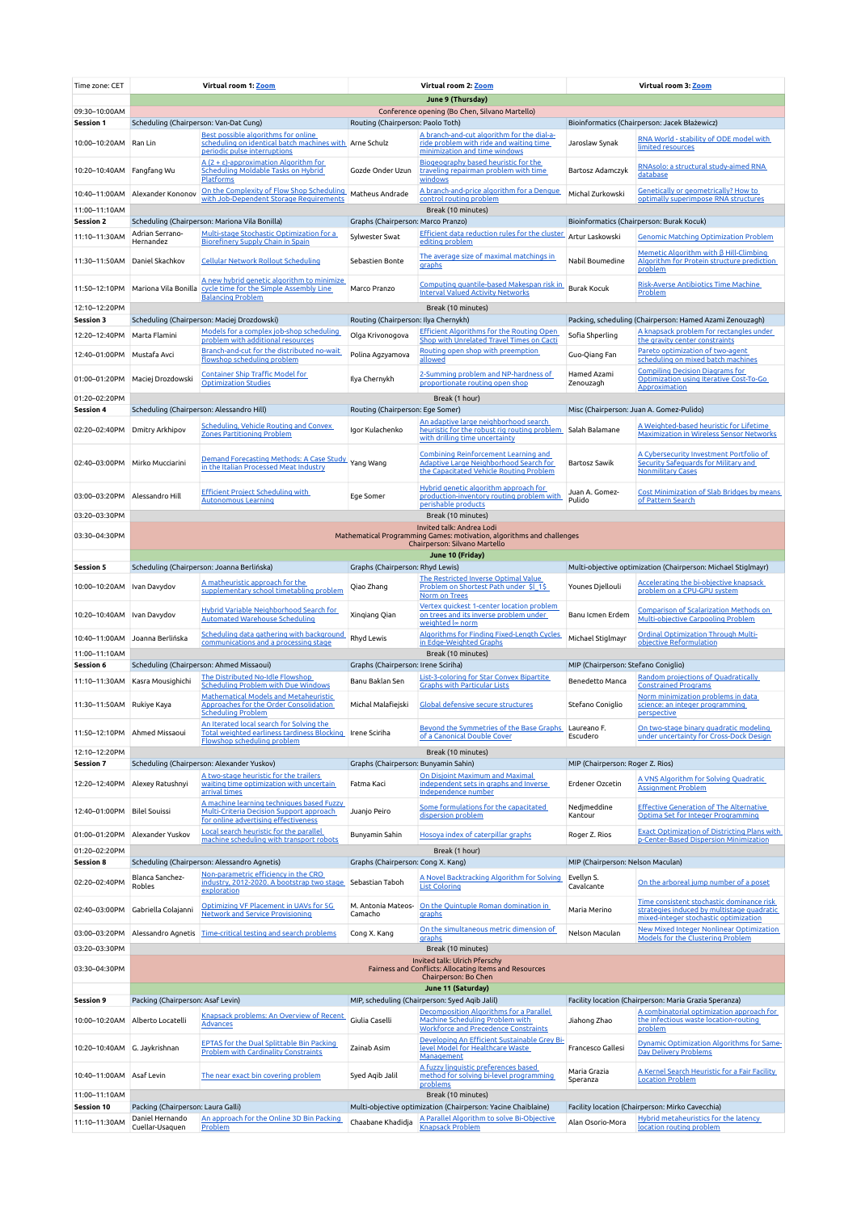| Time zone: CET | Virtual room 1: Zoom | | Virtual room 2: Zoom | | Virtual room 3: Zoom | |
|---|---|---|---|---|---|---|
| | **June 9 (Thursday)** | | | | | |
| 09:30–10:00AM | Conference opening (Bo Chen, Silvano Martello) | | | | | |
| **Session 1** | Scheduling (Chairperson: Van-Dat Cung) | | Routing (Chairperson: Paolo Toth) | | Bioinformatics (Chairperson: Jacek Błażewicz) | |
| 10:00–10:20AM | Ran Lin | Best possible algorithms for online scheduling on identical batch machines with periodic pulse interruptions | Arne Schulz | A branch-and-cut algorithm for the dial-a-ride problem with ride and waiting time minimization and time windows | Jaroslaw Synak | RNA World - stability of ODE model with limited resources |
| 10:20–10:40AM | Fangfang Wu | A (2 + ε)-approximation Algorithm for Scheduling Moldable Tasks on Hybrid Platforms | Gozde Onder Uzun | Biogeography based heuristic for the traveling repairman problem with time windows | Bartosz Adamczyk | RNAsolo: a structural study-aimed RNA database |
| 10:40–11:00AM | Alexander Kononov | On the Complexity of Flow Shop Scheduling with Job-Dependent Storage Requirements | Matheus Andrade | A branch-and-price algorithm for a Dengue control routing problem | Michal Zurkowski | Genetically or geometrically? How to optimally superimpose RNA structures |
| 11:00–11:10AM | Break (10 minutes) | | | | | |
| **Session 2** | Scheduling (Chairperson: Mariona Vila Bonilla) | | Graphs (Chairperson: Marco Pranzo) | | Bioinformatics (Chairperson: Burak Kocuk) | |
| 11:10–11:30AM | Adrian Serrano-Hernandez | Multi-stage Stochastic Optimization for a Biorefinery Supply Chain in Spain | Sylwester Swat | Efficient data reduction rules for the cluster editing problem | Artur Laskowski | Genomic Matching Optimization Problem |
| 11:30–11:50AM | Daniel Skachkov | Cellular Network Rollout Scheduling | Sebastien Bonte | The average size of maximal matchings in graphs | Nabil Boumedine | Memetic Algorithm with β Hill-Climbing Algorithm for Protein structure prediction problem |
| 11:50–12:10PM | Mariona Vila Bonilla | A new hybrid genetic algorithm to minimize cycle time for the Simple Assembly Line Balancing Problem | Marco Pranzo | Computing quantile-based Makespan risk in Interval Valued Activity Networks | Burak Kocuk | Risk-Averse Antibiotics Time Machine Problem |
| 12:10–12:20PM | Break (10 minutes) | | | | | |
| **Session 3** | Scheduling (Chairperson: Maciej Drozdowski) | | Routing (Chairperson: Ilya Chernykh) | | Packing, scheduling (Chairperson: Hamed Azami Zenouzagh) | |
| 12:20–12:40PM | Marta Flamini | Models for a complex job-shop scheduling problem with additional resources | Olga Krivonogova | Efficient Algorithms for the Routing Open Shop with Unrelated Travel Times on Cacti | Sofia Shperling | A knapsack problem for rectangles under the gravity center constraints |
| 12:40–01:00PM | Mustafa Avci | Branch-and-cut for the distributed no-wait flowshop scheduling problem | Polina Agzyamova | Routing open shop with preemption allowed | Guo-Qiang Fan | Pareto optimization of two-agent scheduling on mixed batch machines |
| 01:00–01:20PM | Maciej Drozdowski | Container Ship Traffic Model for Optimization Studies | Ilya Chernykh | 2-Summing problem and NP-hardness of proportionate routing open shop | Hamed Azami Zenouzagh | Compiling Decision Diagrams for Optimization using Iterative Cost-To-Go Approximation |
| 01:20–02:20PM | Break (1 hour) | | | | | |
| **Session 4** | Scheduling (Chairperson: Alessandro Hill) | | Routing (Chairperson: Ege Somer) | | Misc (Chairperson: Juan A. Gomez-Pulido) | |
| 02:20–02:40PM | Dmitry Arkhipov | Scheduling, Vehicle Routing and Convex Zones Partitioning Problem | Igor Kulachenko | An adaptive large neighborhood search heuristic for the robust rig routing problem with drilling time uncertainty | Salah Balamane | A Weighted-based heuristic for Lifetime Maximization in Wireless Sensor Networks |
| 02:40–03:00PM | Mirko Mucciarini | Demand Forecasting Methods: A Case Study in the Italian Processed Meat Industry | Yang Wang | Combining Reinforcement Learning and Adaptive Large Neighborhood Search for the Capacitated Vehicle Routing Problem | Bartosz Sawik | A Cybersecurity Investment Portfolio of Security Safeguards for Military and Nonmilitary Cases |
| 03:00–03:20PM | Alessandro Hill | Efficient Project Scheduling with Autonomous Learning | Ege Somer | Hybrid genetic algorithm approach for production-inventory routing problem with perishable products | Juan A. Gomez-Pulido | Cost Minimization of Slab Bridges by means of Pattern Search |
| 03:20–03:30PM | Break (10 minutes) | | | | | |
| 03:30–04:30PM | Invited talk: Andrea Lodi<br>Mathematical Programming Games: motivation, algorithms and challenges<br>Chairperson: Silvano Martello | | | | | |
| | **June 10 (Friday)** | | | | | |
| **Session 5** | Scheduling (Chairperson: Joanna Berlińska) | | Graphs (Chairperson: Rhyd Lewis) | | Multi-objective optimization (Chairperson: Michael Stiglmayr) | |
| 10:00–10:20AM | Ivan Davydov | A matheuristic approach for the supplementary school timetabling problem | Qiao Zhang | The Restricted Inverse Optimal Value Problem on Shortest Path under $l_1$ Norm on Trees | Younes Djellouli | Accelerating the bi-objective knapsack problem on a CPU-GPU system |
| 10:20–10:40AM | Ivan Davydov | Hybrid Variable Neighborhood Search for Automated Warehouse Scheduling | Xinqiang Qian | Vertex quickest 1-center location problem on trees and its inverse problem under weighted l∞ norm | Banu Icmen Erdem | Comparison of Scalarization Methods on Multi-objective Carpooling Problem |
| 10:40–11:00AM | Joanna Berlińska | Scheduling data gathering with background communications and a processing stage | Rhyd Lewis | Algorithms for Finding Fixed-Length Cycles in Edge-Weighted Graphs | Michael Stiglmayr | Ordinal Optimization Through Multi-objective Reformulation |
| 11:00–11:10AM | Break (10 minutes) | | | | | |
| **Session 6** | Scheduling (Chairperson: Ahmed Missaoui) | | Graphs (Chairperson: Irene Sciriha) | | MIP (Chairperson: Stefano Coniglio) | |
| 11:10–11:30AM | Kasra Mousighichi | The Distributed No-Idle Flowshop Scheduling Problem with Due Windows | Banu Baklan Sen | List-3-coloring for Star Convex Bipartite Graphs with Particular Lists | Benedetto Manca | Random projections of Quadratically Constrained Programs |
| 11:30–11:50AM | Rukiye Kaya | Mathematical Models and Metaheuristic Approaches for the Order Consolidation Scheduling Problem | Michal Malafiejski | Global defensive secure structures | Stefano Coniglio | Norm minimization problems in data science: an integer programming perspective |
| 11:50–12:10PM | Ahmed Missaoui | An Iterated local search for Solving the Total weighted earliness tardiness Blocking Flowshop scheduling problem | Irene Sciriha | Beyond the Symmetries of the Base Graphs of a Canonical Double Cover | Laureano F. Escudero | On two-stage binary quadratic modeling under uncertainty for Cross-Dock Design |
| 12:10–12:20PM | Break (10 minutes) | | | | | |
| **Session 7** | Scheduling (Chairperson: Alexander Yuskov) | | Graphs (Chairperson: Bunyamin Sahin) | | MIP (Chairperson: Roger Z. Rios) | |
| 12:20–12:40PM | Alexey Ratushnyi | A two-stage heuristic for the trailers waiting time optimization with uncertain arrival times | Fatma Kaci | On Disjunt Maximum and Maximal independent sets in graphs and Inverse Independence number | Erdener Ozcetin | A VNS Algorithm for Solving Quadratic Assignment Problem |
| 12:40–01:00PM | Bilel Souissi | A machine learning techniques based Fuzzy Multi-Criteria Decision Support approach for online advertising effectiveness | Juanjo Peiro | Some formulations for the capacitated dispersion problem | Nedjmeddine Kantour | Effective Generation of The Alternative Optima Set for Integer Programming |
| 01:00–01:20PM | Alexander Yuskov | Local search heuristic for the parallel machine scheduling with transport robots | Bunyamin Sahin | Hosoya index of caterpillar graphs | Roger Z. Rios | Exact Optimization of Districting Plans with p-Center-Based Dispersion Minimization |
| 01:20–02:20PM | Break (1 hour) | | | | | |
| **Session 8** | Scheduling (Chairperson: Alessandro Agnetis) | | Graphs (Chairperson: Cong X. Kang) | | MIP (Chairperson: Nelson Maculan) | |
| 02:20–02:40PM | Blanca Sanchez-Robles | Non-parametric efficiency in the CRO industry, 2012-2020. A bootstrap two stage exploration | Sebastian Taboh | A Novel Backtracking Algorithm for Solving List Coloring | Evellyn S. Cavalcante | On the arboreal jump number of a poset |
| 02:40–03:00PM | Gabriella Colajanni | Optimizing VF Placement in UAVs for 5G Network and Service Provisioning | M. Antonia Mateos-Camacho | On the Quintuple Roman domination in graphs | Maria Merino | Time consistent stochastic dominance risk strategies induced by multistage quadratic mixed-integer stochastic optimization |
| 03:00–03:20PM | Alessandro Agnetis | Time-critical testing and search problems | Cong X. Kang | On the simultaneous metric dimension of graphs | Nelson Maculan | New Mixed Integer Nonlinear Optimization Models for the Clustering Problem |
| 03:20–03:30PM | Break (10 minutes) | | | | | |
| 03:30–04:30PM | Invited talk: Ulrich Pferschy<br>Fairness and Conflicts: Allocating Items and Resources<br>Chairperson: Bo Chen | | | | | |
| | **June 11 (Saturday)** | | | | | |
| **Session 9** | Packing (Chairperson: Asaf Levin) | | MIP, scheduling (Chairperson: Syed Aqib Jalil) | | Facility location (Chairperson: Maria Grazia Speranza) | |
| 10:00–10:20AM | Alberto Locatelli | Knapsack problems: An Overview of Recent Advances | Giulia Caselli | Decomposition Algorithms for a Parallel Machine Scheduling Problem with Workforce and Precedence Constraints | Jiahong Zhao | A combinatorial optimization approach for the infectious waste location-routing problem |
| 10:20–10:40AM | G. Jaykrishnan | EPTAS for the Dual Splittable Bin Packing Problem with Cardinality Constraints | Zainab Asim | Developing An Efficient Sustainable Grey Bi-level Model for Healthcare Waste Management | Francesco Gallesi | Dynamic Optimization Algorithms for Same-Day Delivery Problems |
| 10:40–11:00AM | Asaf Levin | The near exact bin covering problem | Syed Aqib Jalil | A Fuzzy linguistic preferences based method for solving bi-level programming problems | Maria Grazia Speranza | A Kernel Search Heuristic for a Fair Facility Location Problem |
| 11:00–11:10AM | Break (10 minutes) | | | | | |
| **Session 10** | Packing (Chairperson: Laura Galli) | | Multi-objective optimization (Chairperson: Yacine Chaiblaine) | | Facility location (Chairperson: Mirko Cavecchia) | |
| 11:10–11:30AM | Daniel Hernando Cuellar-Usaquen | An approach for the Online 3D Bin Packing Problem | Chaabane Khadidja | A Parallel Algorithm to solve Bi-Objective Knapsack Problem | Alan Osorio-Mora | Hybrid metaheuristics for the latency location routing problem |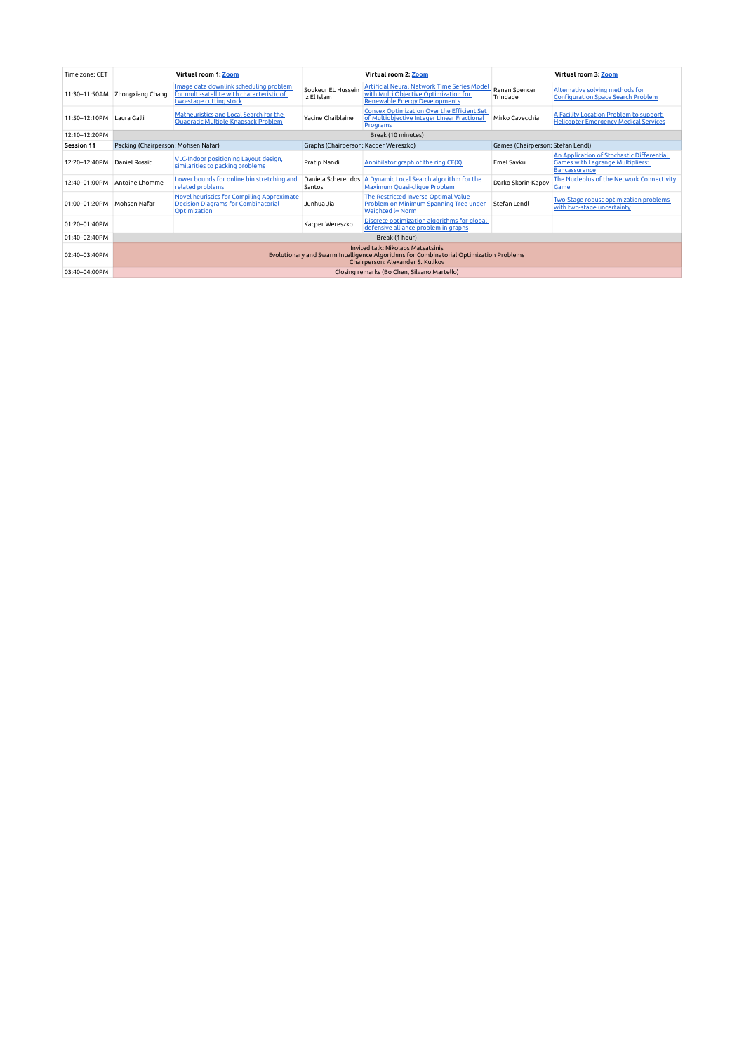| Time zone: CET | Virtual room 1: Zoom | | Virtual room 2: Zoom | | Virtual room 3: Zoom | |
|---|---|---|---|---|---|---|
| 11:30–11:50AM | Zhongxiang Chang | Image data downlink scheduling problem for multi-satellite with characteristic of two-stage cutting stock | Soukeur EL Hussein Iz El Islam | Artificial Neural Network Time Series Model with Multi Objective Optimization for Renewable Energy Developments | Renan Spencer Trindade | Alternative solving methods for Configuration Space Search Problem |
| 11:50–12:10PM | Laura Galli | Matheuristics and Local Search for the Quadratic Multiple Knapsack Problem | Yacine Chaiblaine | Convex Optimization Over the Efficient Set of Multiobjective Integer Linear Fractional Programs | Mirko Cavecchia | A Facility Location Problem to support Helicopter Emergency Medical Services |
| 12:10–12:20PM | Break (10 minutes) | | | | | |
| **Session 11** | Packing (Chairperson: Mohsen Nafar) | | Graphs (Chairperson: Kacper Wereszko) | | Games (Chairperson: Stefan Lendl) | |
| 12:20–12:40PM | Daniel Rossit | VLC-Indoor positioning Layout design, similarities to packing problems | Pratip Nandi | Annihilator graph of the ring CF(X) | Emel Savku | An Application of Stochastic Differential Games with Lagrange Multipliers: Bancassurance |
| 12:40–01:00PM | Antoine Lhomme | Lower bounds for online bin stretching and related problems | Daniela Scherer dos Santos | A Dynamic Local Search algorithm for the Maximum Quasi-clique Problem | Darko Skorin-Kapov | The Nucleolus of the Network Connectivity Game |
| 01:00–01:20PM | Mohsen Nafar | Novel heuristics for Compiling Approximate Decision Diagrams for Combinatorial Optimization | Junhua Jia | The Restricted Inverse Optimal Value Problem on Minimum Spanning Tree under Weighted $l_\infty$ Norm | Stefan Lendl | Two-Stage robust optimization problems with two-stage uncertainty |
| 01:20–01:40PM | | | Kacper Wereszko | Discrete optimization algorithms for global defensive alliance problem in graphs | | |
| 01:40–02:40PM | Break (1 hour) | | | | | |
| 02:40–03:40PM | Invited talk: Nikolaos Matsatsinis<br>Evolutionary and Swarm Intelligence Algorithms for Combinatorial Optimization Problems<br>Chairperson: Alexander S. Kulikov | | | | | |
| 03:40–04:00PM | Closing remarks (Bo Chen, Silvano Martello) | | | | | |